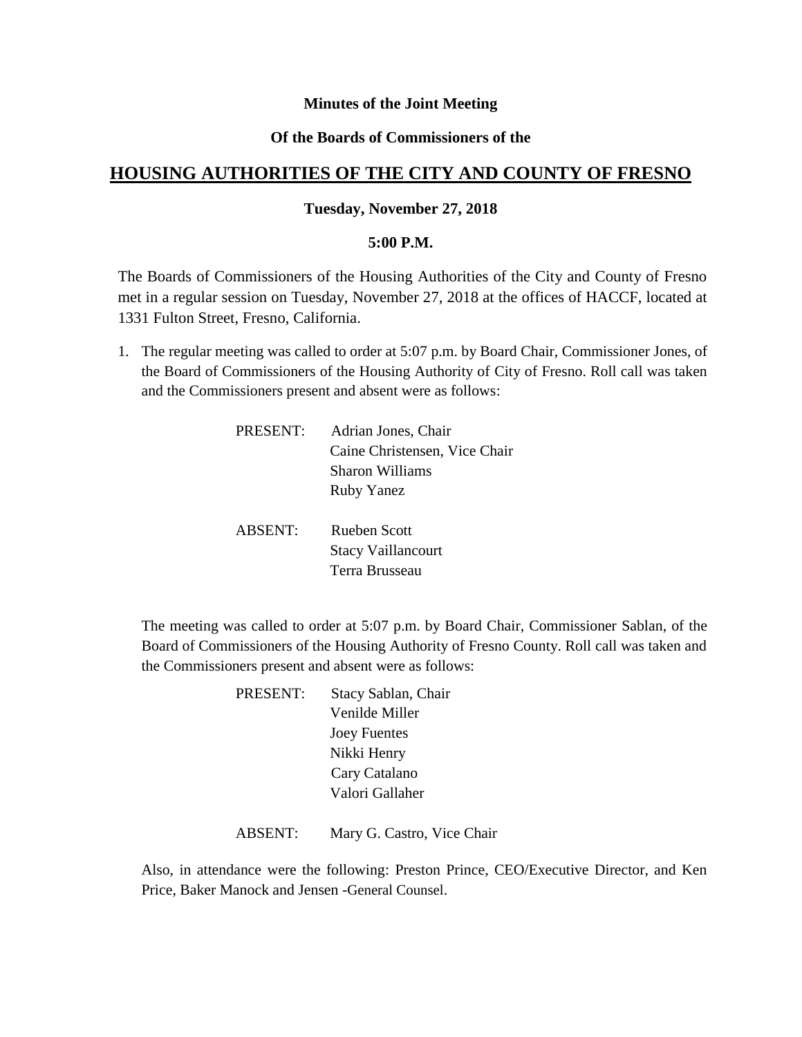**Minutes of the Joint Meeting**

**Of the Boards of Commissioners of the**

# HOUSING AUTHORITIES OF THE CITY AND COUNTY OF FRESNO

**Tuesday, November 27, 2018**

**5:00 P.M.**

The Boards of Commissioners of the Housing Authorities of the City and County of Fresno met in a regular session on Tuesday, November 27, 2018 at the offices of HACCF, located at 1331 Fulton Street, Fresno, California.

1. The regular meeting was called to order at 5:07 p.m. by Board Chair, Commissioner Jones, of the Board of Commissioners of the Housing Authority of City of Fresno. Roll call was taken and the Commissioners present and absent were as follows:

   PRESENT: Adrian Jones, Chair
   Caine Christensen, Vice Chair
   Sharon Williams
   Ruby Yanez

   ABSENT: Rueben Scott
   Stacy Vaillancourt
   Terra Brusseau

   The meeting was called to order at 5:07 p.m. by Board Chair, Commissioner Sablan, of the Board of Commissioners of the Housing Authority of Fresno County. Roll call was taken and the Commissioners present and absent were as follows:

   PRESENT: Stacy Sablan, Chair
   Venilde Miller
   Joey Fuentes
   Nikki Henry
   Cary Catalano
   Valori Gallaher

   ABSENT: Mary G. Castro, Vice Chair

   Also, in attendance were the following: Preston Prince, CEO/Executive Director, and Ken Price, Baker Manock and Jensen -General Counsel.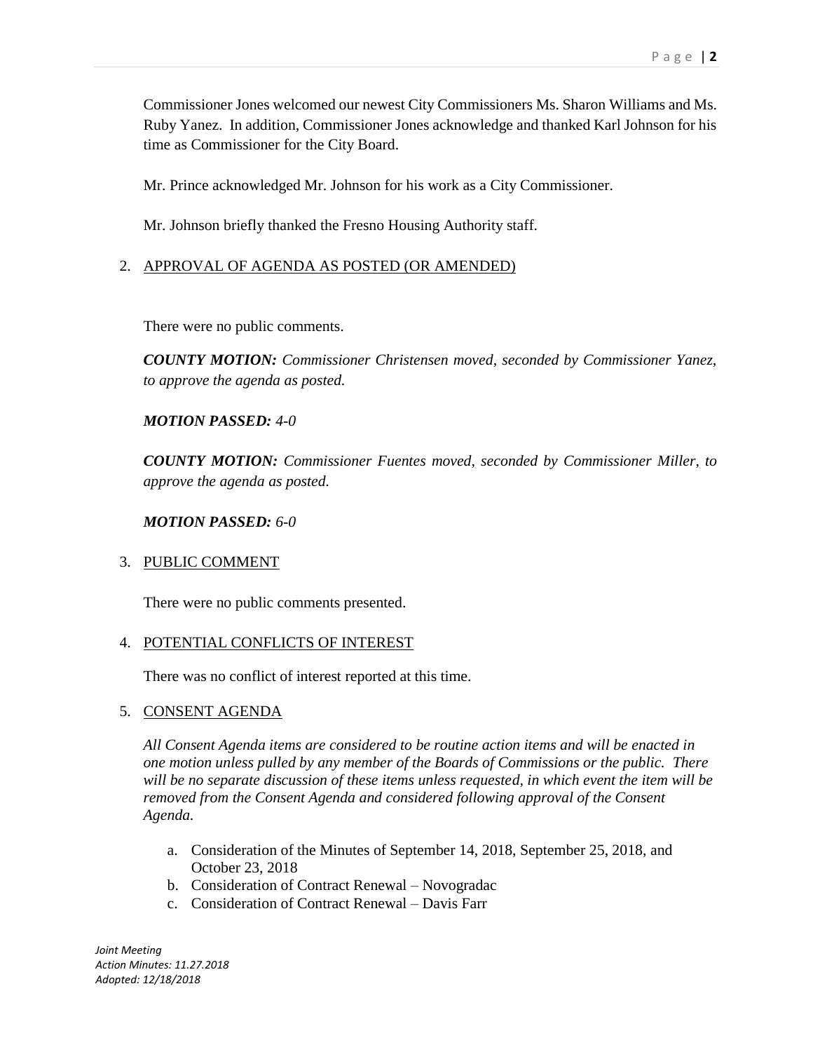Commissioner Jones welcomed our newest City Commissioners Ms. Sharon Williams and Ms. Ruby Yanez. In addition, Commissioner Jones acknowledge and thanked Karl Johnson for his time as Commissioner for the City Board.

Mr. Prince acknowledged Mr. Johnson for his work as a City Commissioner.

Mr. Johnson briefly thanked the Fresno Housing Authority staff.

2. APPROVAL OF AGENDA AS POSTED (OR AMENDED)

   There were no public comments.

   ***COUNTY MOTION:*** *Commissioner Christensen moved, seconded by Commissioner Yanez, to approve the agenda as posted.*

   ***MOTION PASSED:*** *4-0*

   ***COUNTY MOTION:*** *Commissioner Fuentes moved, seconded by Commissioner Miller, to approve the agenda as posted.*

   ***MOTION PASSED:*** *6-0*

3. PUBLIC COMMENT

   There were no public comments presented.

4. POTENTIAL CONFLICTS OF INTEREST

   There was no conflict of interest reported at this time.

5. CONSENT AGENDA

   *All Consent Agenda items are considered to be routine action items and will be enacted in one motion unless pulled by any member of the Boards of Commissions or the public. There will be no separate discussion of these items unless requested, in which event the item will be removed from the Consent Agenda and considered following approval of the Consent Agenda.*

   a. Consideration of the Minutes of September 14, 2018, September 25, 2018, and October 23, 2018
   b. Consideration of Contract Renewal – Novogradac
   c. Consideration of Contract Renewal – Davis Farr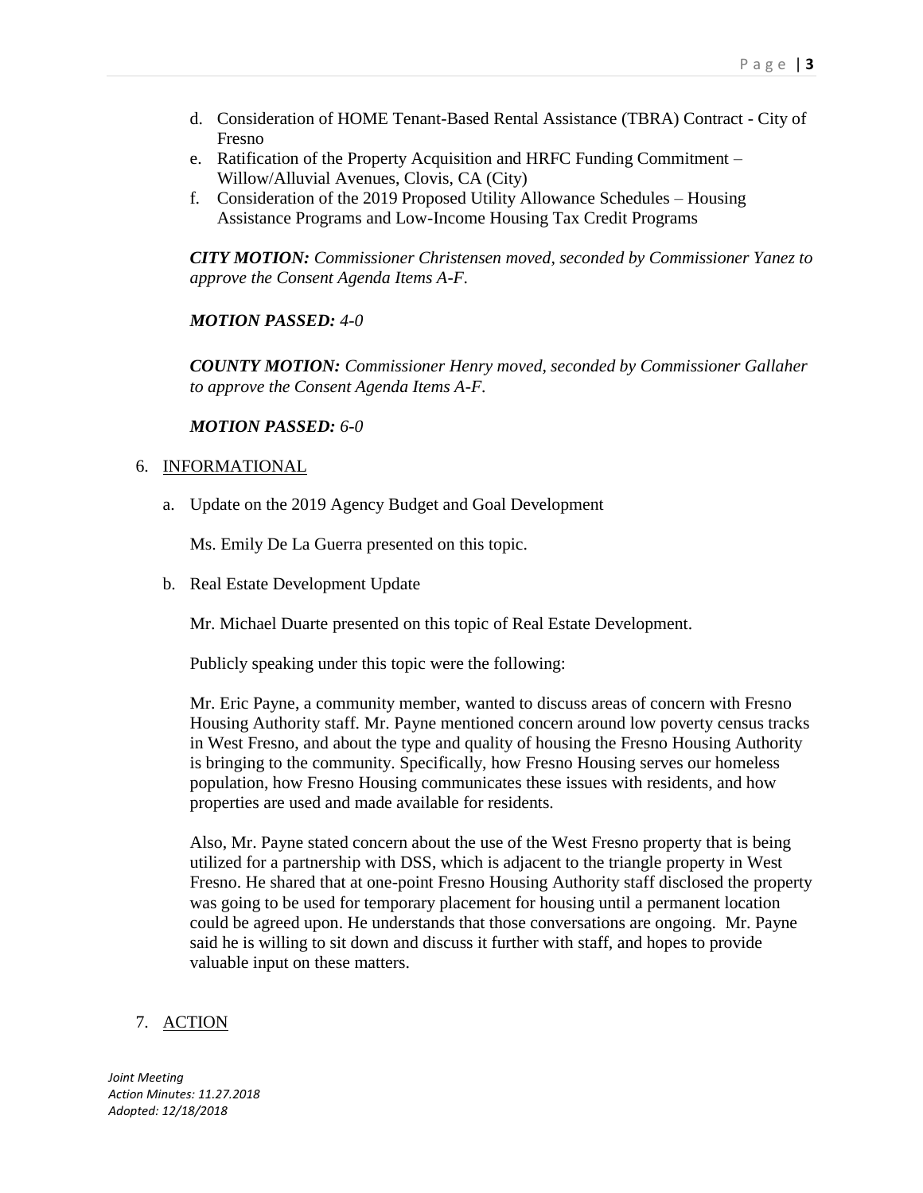d. Consideration of HOME Tenant-Based Rental Assistance (TBRA) Contract - City of Fresno
e. Ratification of the Property Acquisition and HRFC Funding Commitment – Willow/Alluvial Avenues, Clovis, CA (City)
f. Consideration of the 2019 Proposed Utility Allowance Schedules – Housing Assistance Programs and Low-Income Housing Tax Credit Programs

***CITY MOTION:*** *Commissioner Christensen moved, seconded by Commissioner Yanez to approve the Consent Agenda Items A-F.*

***MOTION PASSED:*** *4-0*

***COUNTY MOTION:*** *Commissioner Henry moved, seconded by Commissioner Gallaher to approve the Consent Agenda Items A-F.*

***MOTION PASSED:*** *6-0*

6. INFORMATIONAL

a. Update on the 2019 Agency Budget and Goal Development

Ms. Emily De La Guerra presented on this topic.

b. Real Estate Development Update

Mr. Michael Duarte presented on this topic of Real Estate Development.

Publicly speaking under this topic were the following:

Mr. Eric Payne, a community member, wanted to discuss areas of concern with Fresno Housing Authority staff. Mr. Payne mentioned concern around low poverty census tracks in West Fresno, and about the type and quality of housing the Fresno Housing Authority is bringing to the community. Specifically, how Fresno Housing serves our homeless population, how Fresno Housing communicates these issues with residents, and how properties are used and made available for residents.

Also, Mr. Payne stated concern about the use of the West Fresno property that is being utilized for a partnership with DSS, which is adjacent to the triangle property in West Fresno. He shared that at one-point Fresno Housing Authority staff disclosed the property was going to be used for temporary placement for housing until a permanent location could be agreed upon. He understands that those conversations are ongoing. Mr. Payne said he is willing to sit down and discuss it further with staff, and hopes to provide valuable input on these matters.

7. ACTION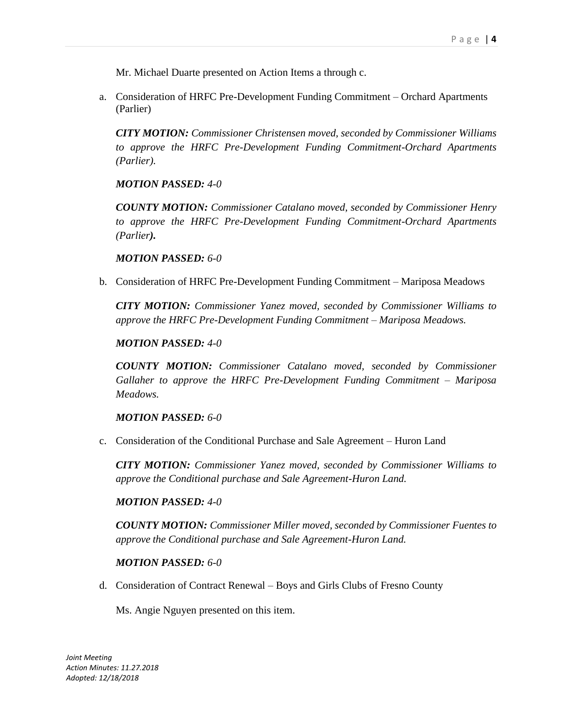Mr. Michael Duarte presented on Action Items a through c.

a. Consideration of HRFC Pre-Development Funding Commitment – Orchard Apartments (Parlier)

   ***CITY MOTION:*** *Commissioner Christensen moved, seconded by Commissioner Williams to approve the HRFC Pre-Development Funding Commitment-Orchard Apartments (Parlier).*

   ***MOTION PASSED:*** *4-0*

   ***COUNTY MOTION:*** *Commissioner Catalano moved, seconded by Commissioner Henry to approve the HRFC Pre-Development Funding Commitment-Orchard Apartments (Parlier).*

   ***MOTION PASSED:*** *6-0*

b. Consideration of HRFC Pre-Development Funding Commitment – Mariposa Meadows

   ***CITY MOTION:*** *Commissioner Yanez moved, seconded by Commissioner Williams to approve the HRFC Pre-Development Funding Commitment – Mariposa Meadows.*

   ***MOTION PASSED:*** *4-0*

   ***COUNTY MOTION:*** *Commissioner Catalano moved, seconded by Commissioner Gallaher to approve the HRFC Pre-Development Funding Commitment – Mariposa Meadows.*

   ***MOTION PASSED:*** *6-0*

c. Consideration of the Conditional Purchase and Sale Agreement – Huron Land

   ***CITY MOTION:*** *Commissioner Yanez moved, seconded by Commissioner Williams to approve the Conditional purchase and Sale Agreement-Huron Land.*

   ***MOTION PASSED:*** *4-0*

   ***COUNTY MOTION:*** *Commissioner Miller moved, seconded by Commissioner Fuentes to approve the Conditional purchase and Sale Agreement-Huron Land.*

   ***MOTION PASSED:*** *6-0*

d. Consideration of Contract Renewal – Boys and Girls Clubs of Fresno County

   Ms. Angie Nguyen presented on this item.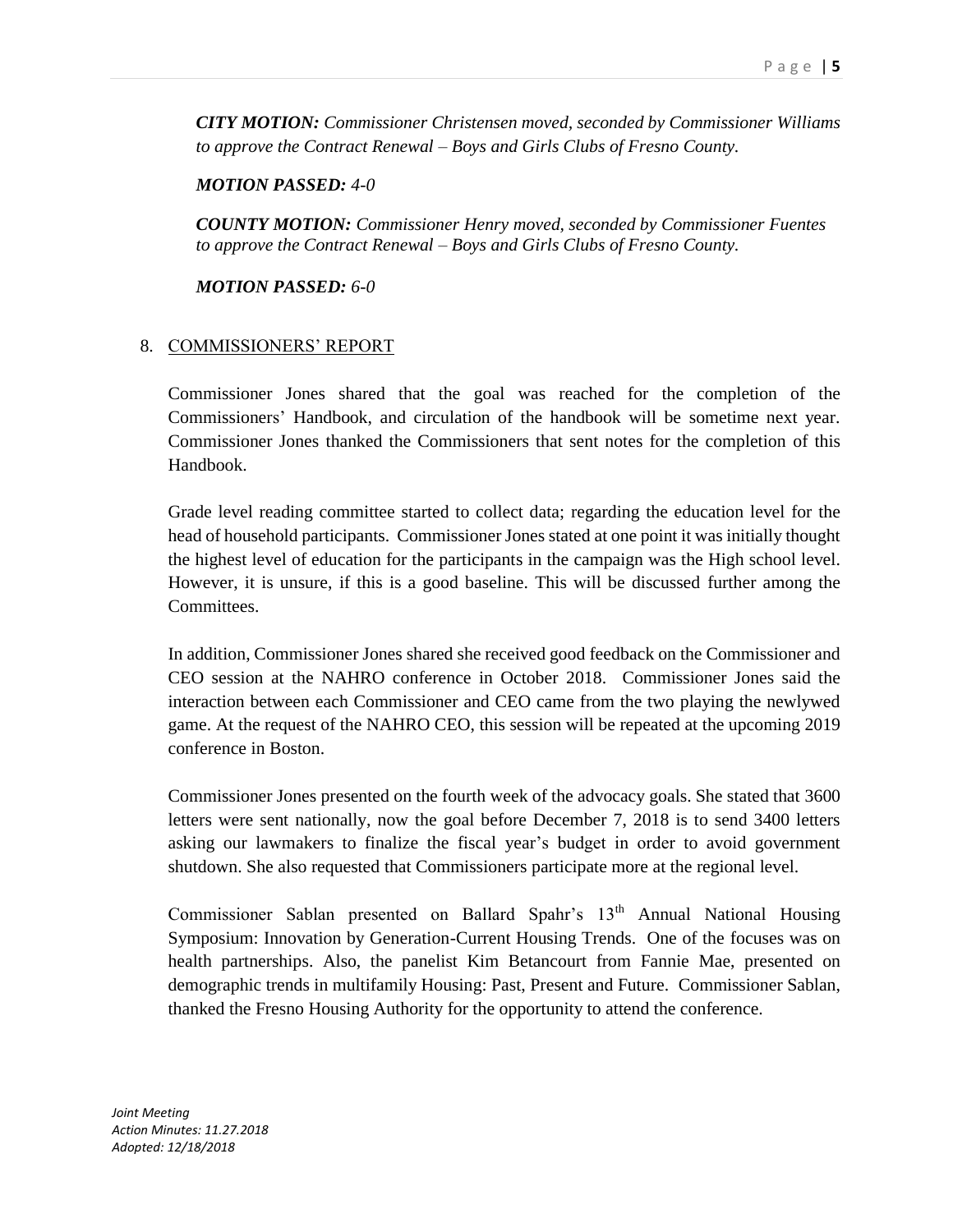***CITY MOTION:*** *Commissioner Christensen moved, seconded by Commissioner Williams to approve the Contract Renewal – Boys and Girls Clubs of Fresno County.*

***MOTION PASSED:*** *4-0*

***COUNTY MOTION:*** *Commissioner Henry moved, seconded by Commissioner Fuentes to approve the Contract Renewal – Boys and Girls Clubs of Fresno County.*

***MOTION PASSED:*** *6-0*

8. COMMISSIONERS' REPORT

Commissioner Jones shared that the goal was reached for the completion of the Commissioners' Handbook, and circulation of the handbook will be sometime next year. Commissioner Jones thanked the Commissioners that sent notes for the completion of this Handbook.

Grade level reading committee started to collect data; regarding the education level for the head of household participants. Commissioner Jones stated at one point it was initially thought the highest level of education for the participants in the campaign was the High school level. However, it is unsure, if this is a good baseline. This will be discussed further among the Committees.

In addition, Commissioner Jones shared she received good feedback on the Commissioner and CEO session at the NAHRO conference in October 2018. Commissioner Jones said the interaction between each Commissioner and CEO came from the two playing the newlywed game. At the request of the NAHRO CEO, this session will be repeated at the upcoming 2019 conference in Boston.

Commissioner Jones presented on the fourth week of the advocacy goals. She stated that 3600 letters were sent nationally, now the goal before December 7, 2018 is to send 3400 letters asking our lawmakers to finalize the fiscal year's budget in order to avoid government shutdown. She also requested that Commissioners participate more at the regional level.

Commissioner Sablan presented on Ballard Spahr's 13th Annual National Housing Symposium: Innovation by Generation-Current Housing Trends. One of the focuses was on health partnerships. Also, the panelist Kim Betancourt from Fannie Mae, presented on demographic trends in multifamily Housing: Past, Present and Future. Commissioner Sablan, thanked the Fresno Housing Authority for the opportunity to attend the conference.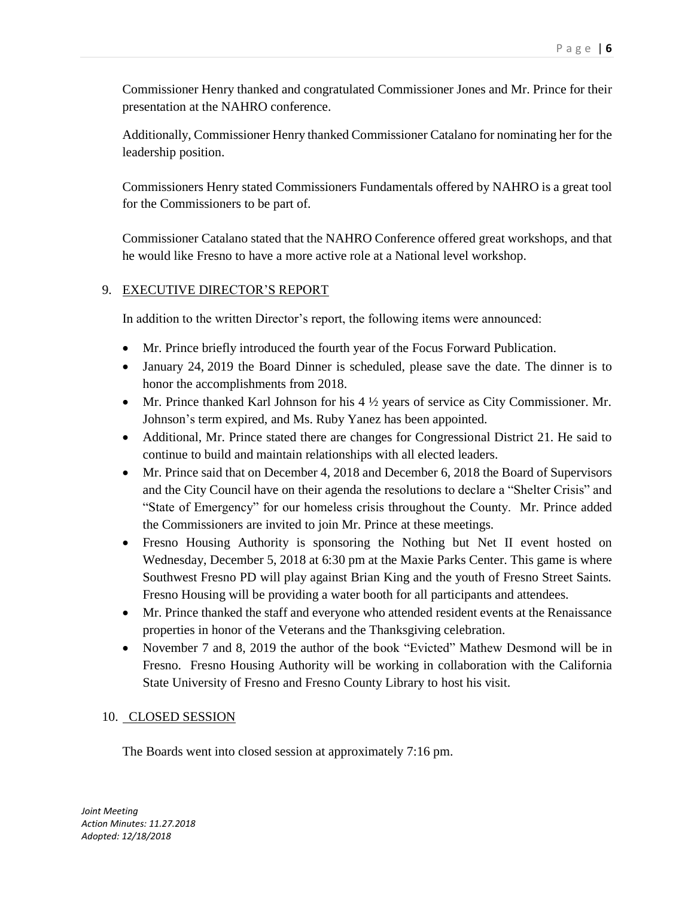Commissioner Henry thanked and congratulated Commissioner Jones and Mr. Prince for their presentation at the NAHRO conference.

Additionally, Commissioner Henry thanked Commissioner Catalano for nominating her for the leadership position.

Commissioners Henry stated Commissioners Fundamentals offered by NAHRO is a great tool for the Commissioners to be part of.

Commissioner Catalano stated that the NAHRO Conference offered great workshops, and that he would like Fresno to have a more active role at a National level workshop.

9. EXECUTIVE DIRECTOR'S REPORT

In addition to the written Director's report, the following items were announced:

- Mr. Prince briefly introduced the fourth year of the Focus Forward Publication.
- January 24, 2019 the Board Dinner is scheduled, please save the date. The dinner is to honor the accomplishments from 2018.
- Mr. Prince thanked Karl Johnson for his 4 ½ years of service as City Commissioner. Mr. Johnson's term expired, and Ms. Ruby Yanez has been appointed.
- Additional, Mr. Prince stated there are changes for Congressional District 21. He said to continue to build and maintain relationships with all elected leaders.
- Mr. Prince said that on December 4, 2018 and December 6, 2018 the Board of Supervisors and the City Council have on their agenda the resolutions to declare a "Shelter Crisis" and "State of Emergency" for our homeless crisis throughout the County. Mr. Prince added the Commissioners are invited to join Mr. Prince at these meetings.
- Fresno Housing Authority is sponsoring the Nothing but Net II event hosted on Wednesday, December 5, 2018 at 6:30 pm at the Maxie Parks Center. This game is where Southwest Fresno PD will play against Brian King and the youth of Fresno Street Saints. Fresno Housing will be providing a water booth for all participants and attendees.
- Mr. Prince thanked the staff and everyone who attended resident events at the Renaissance properties in honor of the Veterans and the Thanksgiving celebration.
- November 7 and 8, 2019 the author of the book "Evicted" Mathew Desmond will be in Fresno. Fresno Housing Authority will be working in collaboration with the California State University of Fresno and Fresno County Library to host his visit.

10. CLOSED SESSION

The Boards went into closed session at approximately 7:16 pm.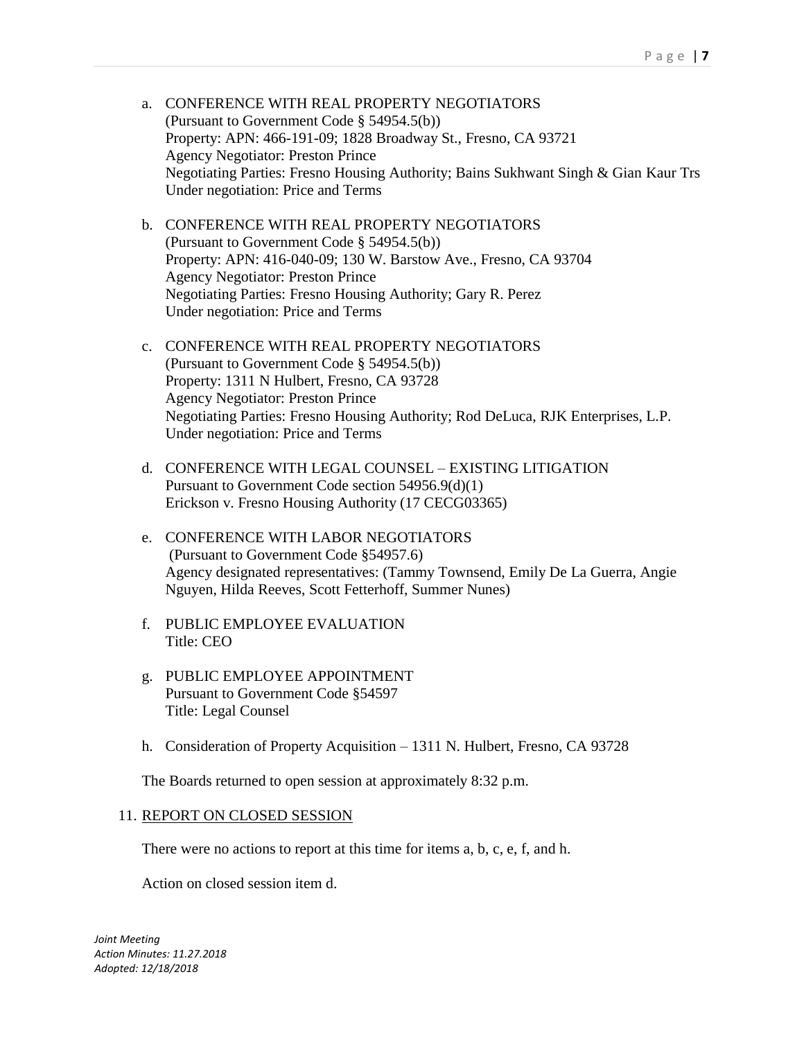a. CONFERENCE WITH REAL PROPERTY NEGOTIATORS
   (Pursuant to Government Code § 54954.5(b))
   Property: APN: 466-191-09; 1828 Broadway St., Fresno, CA 93721
   Agency Negotiator: Preston Prince
   Negotiating Parties: Fresno Housing Authority; Bains Sukhwant Singh & Gian Kaur Trs
   Under negotiation: Price and Terms

b. CONFERENCE WITH REAL PROPERTY NEGOTIATORS
   (Pursuant to Government Code § 54954.5(b))
   Property: APN: 416-040-09; 130 W. Barstow Ave., Fresno, CA 93704
   Agency Negotiator: Preston Prince
   Negotiating Parties: Fresno Housing Authority; Gary R. Perez
   Under negotiation: Price and Terms

c. CONFERENCE WITH REAL PROPERTY NEGOTIATORS
   (Pursuant to Government Code § 54954.5(b))
   Property: 1311 N Hulbert, Fresno, CA 93728
   Agency Negotiator: Preston Prince
   Negotiating Parties: Fresno Housing Authority; Rod DeLuca, RJK Enterprises, L.P.
   Under negotiation: Price and Terms

d. CONFERENCE WITH LEGAL COUNSEL – EXISTING LITIGATION
   Pursuant to Government Code section 54956.9(d)(1)
   Erickson v. Fresno Housing Authority (17 CECG03365)

e. CONFERENCE WITH LABOR NEGOTIATORS
   (Pursuant to Government Code §54957.6)
   Agency designated representatives: (Tammy Townsend, Emily De La Guerra, Angie Nguyen, Hilda Reeves, Scott Fetterhoff, Summer Nunes)

f. PUBLIC EMPLOYEE EVALUATION
   Title: CEO

g. PUBLIC EMPLOYEE APPOINTMENT
   Pursuant to Government Code §54597
   Title: Legal Counsel

h. Consideration of Property Acquisition – 1311 N. Hulbert, Fresno, CA 93728

The Boards returned to open session at approximately 8:32 p.m.

11. REPORT ON CLOSED SESSION

There were no actions to report at this time for items a, b, c, e, f, and h.

Action on closed session item d.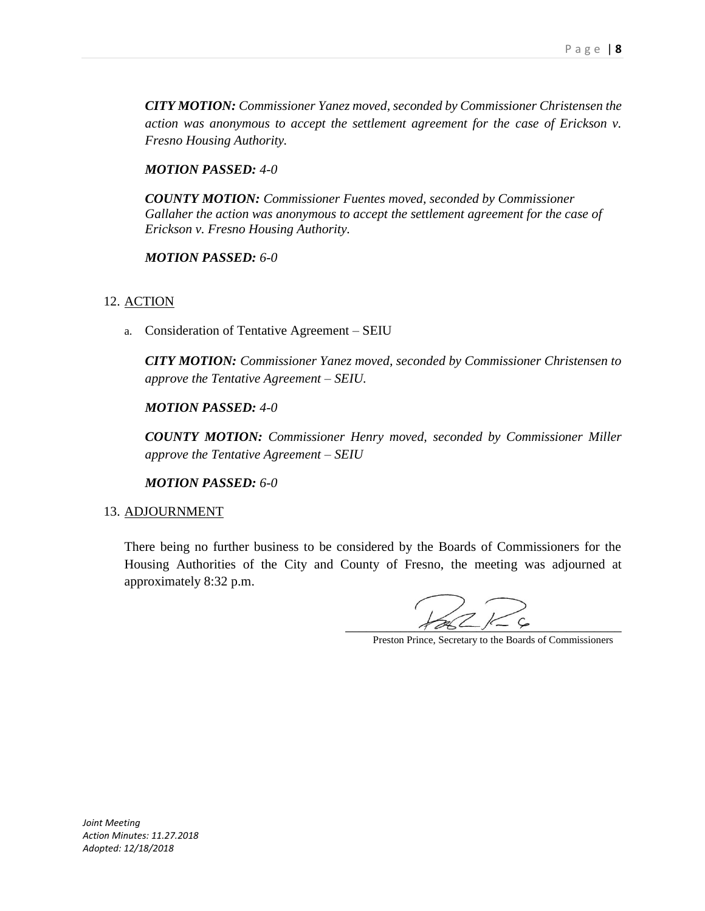*CITY MOTION: Commissioner Yanez moved, seconded by Commissioner Christensen the action was anonymous to accept the settlement agreement for the case of Erickson v. Fresno Housing Authority.*

***MOTION PASSED:** 4-0*

***COUNTY MOTION:** Commissioner Fuentes moved, seconded by Commissioner Gallaher the action was anonymous to accept the settlement agreement for the case of Erickson v. Fresno Housing Authority.*

***MOTION PASSED:** 6-0*

12. ACTION

   a. Consideration of Tentative Agreement – SEIU

   ***CITY MOTION:** Commissioner Yanez moved, seconded by Commissioner Christensen to approve the Tentative Agreement – SEIU.*

   ***MOTION PASSED:** 4-0*

   ***COUNTY MOTION:** Commissioner Henry moved, seconded by Commissioner Miller approve the Tentative Agreement – SEIU*

   ***MOTION PASSED:** 6-0*

13. ADJOURNMENT

   There being no further business to be considered by the Boards of Commissioners for the Housing Authorities of the City and County of Fresno, the meeting was adjourned at approximately 8:32 p.m.

Preston Prince, Secretary to the Boards of Commissioners

*Joint Meeting*
*Action Minutes: 11.27.2018*
*Adopted: 12/18/2018*